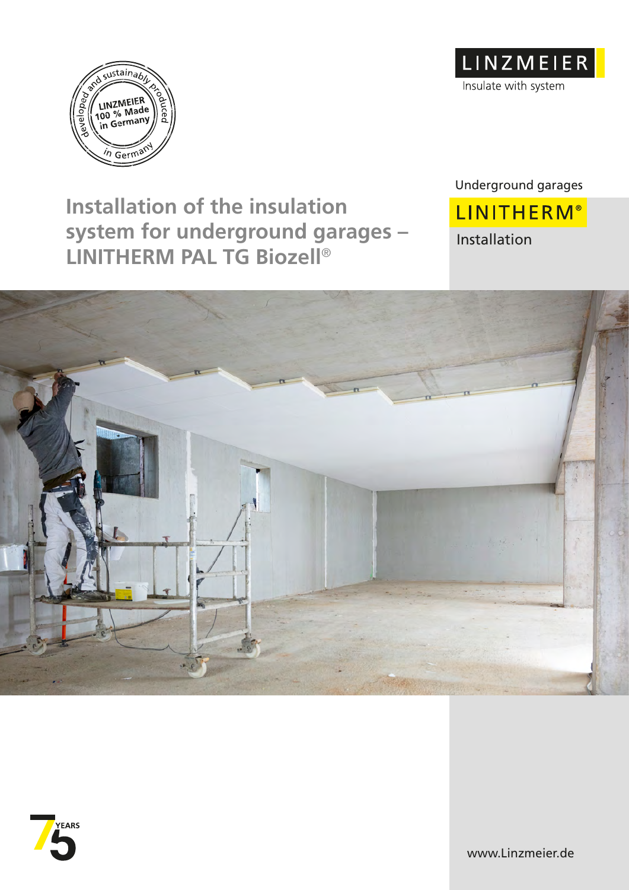LINZMEIER

Insulate with system

developed and sustainably produced in Germany — LINZMEIER 100 % Made in Germany

Underground garages

**LINITHERM®**

Installation

# Installation of the insulation system for underground garages – LINITHERM PAL TG Biozell®

75 YEARS

www.Linzmeier.de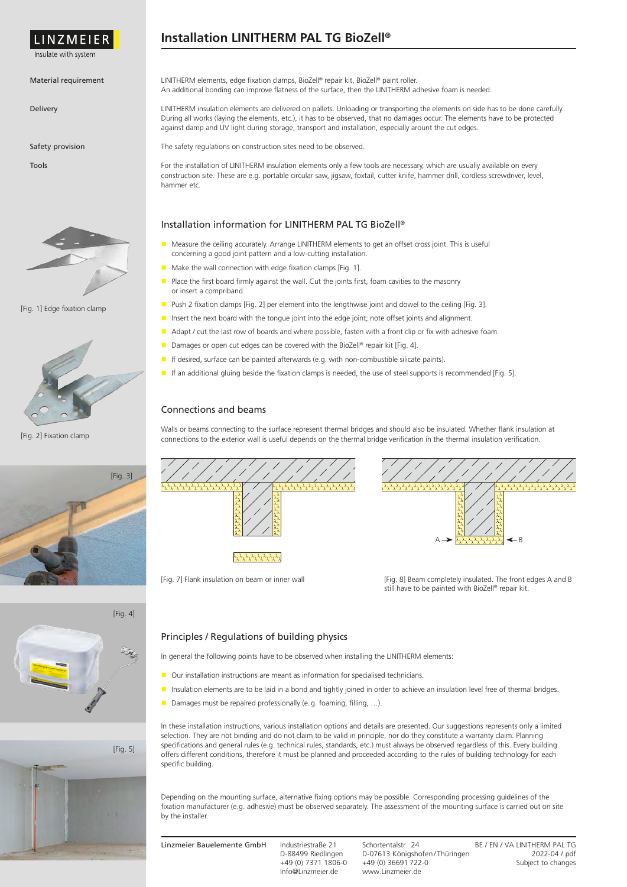LINZMEIER
Insulate with system

# Installation LINITHERM PAL TG BioZell®

Material requirement

LINITHERM elements, edge fixation clamps, BioZell® repair kit, BioZell® paint roller.
An additional bonding can improve flatness of the surface, then the LINITHERM adhesive foam is needed.

Delivery

LINITHERM insulation elements are delivered on pallets. Unloading or transporting the elements on side has to be done carefully. During all works (laying the elements, etc.), it has to be observed, that no damages occur. The elements have to be protected against damp and UV light during storage, transport and installation, especially arount the cut edges.

Safety provision

The safety regulations on construction sites need to be observed.

Tools

For the installation of LINITHERM insulation elements only a few tools are necessary, which are usually available on every construction site. These are e.g. portable circular saw, jigsaw, foxtail, cutter knife, hammer drill, cordless screwdriver, level, hammer etc.

## Installation information for LINITHERM PAL TG BioZell®

- Measure the ceiling accurately. Arrange LINITHERM elements to get an offset cross joint. This is useful concerning a good joint pattern and a low-cutting installation.
- Make the wall connection with edge fixation clamps [Fig. 1].
- Place the first board firmly against the wall. Cut the joints first, foam cavities to the masonry or insert a compriband.
- Push 2 fixation clamps [Fig. 2] per element into the lengthwise joint and dowel to the ceiling [Fig. 3].
- Insert the next board with the tongue joint into the edge joint; note offset joints and alignment.
- Adapt / cut the last row of boards and where possible, fasten with a front clip or fix with adhesive foam.
- Damages or open cut edges can be covered with the BioZell® repair kit [Fig. 4].
- If desired, surface can be painted afterwards (e.g. with non-combustible silicate paints).
- If an additional gluing beside the fixation clamps is needed, the use of steel supports is recommended [Fig. 5].

[Fig. 1] Edge fixation clamp

[Fig. 2] Fixation clamp

[Fig. 3]

[Fig. 4]

[Fig. 5]

## Connections and beams

Walls or beams connecting to the surface represent thermal bridges and should also be insulated. Whether flank insulation at connections to the exterior wall is useful depends on the thermal bridge verification in the thermal insulation verification.

[Fig. 7] Flank insulation on beam or inner wall

A B

[Fig. 8] Beam completely insulated. The front edges A and B still have to be painted with BioZell® repair kit.

## Principles / Regulations of building physics

In general the following points have to be observed when installing the LINITHERM elements:

- Our installation instructions are meant as information for specialised technicians.
- Insulation elements are to be laid in a bond and tightly joined in order to achieve an insulation level free of thermal bridges.
- Damages must be repaired professionally (e.g. foaming, filling, …).

In these installation instructions, various installation options and details are presented. Our suggestions represents only a limited selection. They are not binding and do not claim to be valid in principle, nor do they constitute a warranty claim. Planning specifications and general rules (e.g. technical rules, standards, etc.) must always be observed regardless of this. Every building offers different conditions, therefore it must be planned and proceeded according to the rules of building technology for each specific building.

Depending on the mounting surface, alternative fixing options may be possible. Corresponding processing guidelines of the fixation manufacturer (e.g. adhesive) must be observed separately. The assessment of the mounting surface is carried out on site by the installer.

Linzmeier Bauelemente GmbH
Industriestraße 21
D-88499 Riedlingen
+49 (0) 7371 1806-0
Info@Linzmeier.de

Schortentalstr. 24
D-07613 Königshofen/Thüringen
+49 (0) 36691 722-0
www.Linzmeier.de

BE / EN / VA LINITHERM PAL TG
2022-04 / pdf
Subject to changes